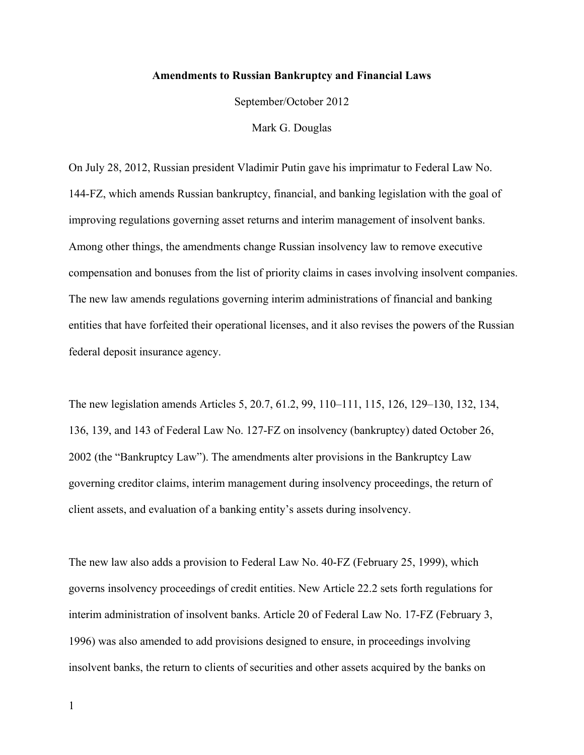# Amendments to Russian Bankruptcy and Financial Laws

September/October 2012

Mark G. Douglas

On July 28, 2012, Russian president Vladimir Putin gave his imprimatur to Federal Law No. 144-FZ, which amends Russian bankruptcy, financial, and banking legislation with the goal of improving regulations governing asset returns and interim management of insolvent banks. Among other things, the amendments change Russian insolvency law to remove executive compensation and bonuses from the list of priority claims in cases involving insolvent companies. The new law amends regulations governing interim administrations of financial and banking entities that have forfeited their operational licenses, and it also revises the powers of the Russian federal deposit insurance agency.

The new legislation amends Articles 5, 20.7, 61.2, 99, 110–111, 115, 126, 129–130, 132, 134, 136, 139, and 143 of Federal Law No. 127-FZ on insolvency (bankruptcy) dated October 26, 2002 (the "Bankruptcy Law"). The amendments alter provisions in the Bankruptcy Law governing creditor claims, interim management during insolvency proceedings, the return of client assets, and evaluation of a banking entity's assets during insolvency.

The new law also adds a provision to Federal Law No. 40-FZ (February 25, 1999), which governs insolvency proceedings of credit entities. New Article 22.2 sets forth regulations for interim administration of insolvent banks. Article 20 of Federal Law No. 17-FZ (February 3, 1996) was also amended to add provisions designed to ensure, in proceedings involving insolvent banks, the return to clients of securities and other assets acquired by the banks on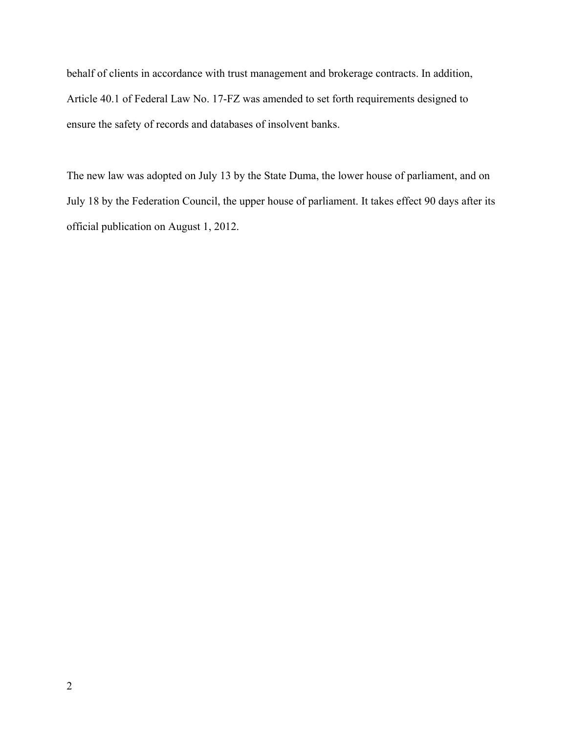behalf of clients in accordance with trust management and brokerage contracts. In addition, Article 40.1 of Federal Law No. 17-FZ was amended to set forth requirements designed to ensure the safety of records and databases of insolvent banks.

The new law was adopted on July 13 by the State Duma, the lower house of parliament, and on July 18 by the Federation Council, the upper house of parliament. It takes effect 90 days after its official publication on August 1, 2012.